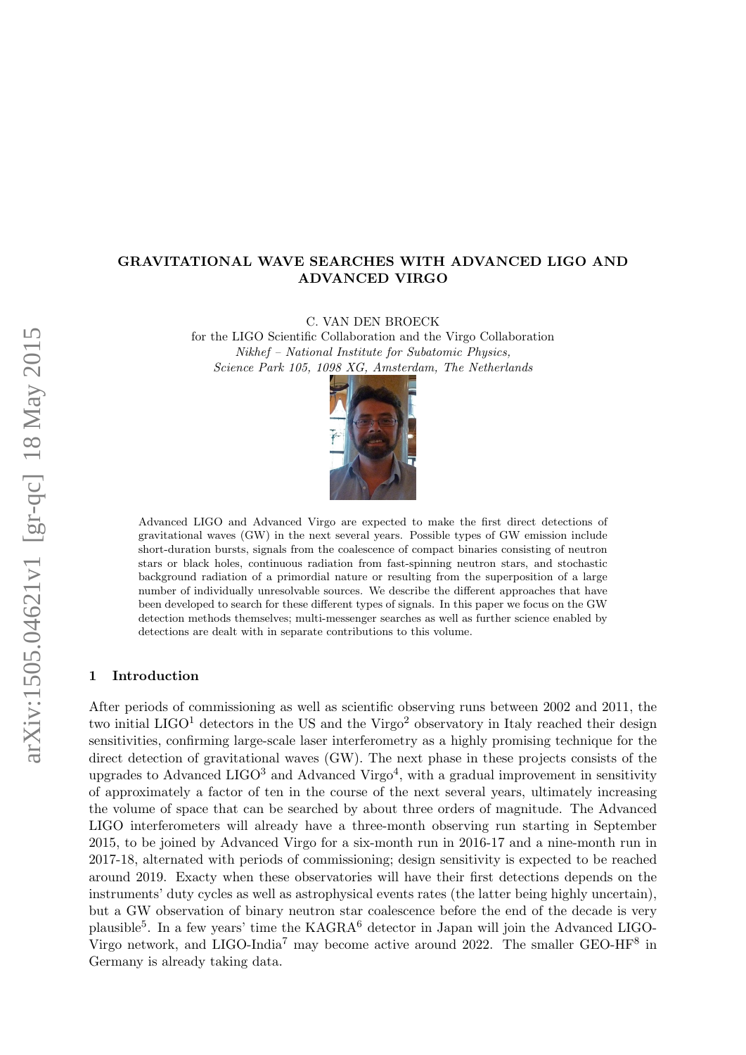# GRAVITATIONAL WAVE SEARCHES WITH ADVANCED LIGO AND ADVANCED VIRGO

C. VAN DEN BROECK
for the LIGO Scientific Collaboration and the Virgo Collaboration
*Nikhef – National Institute for Subatomic Physics,*
*Science Park 105, 1098 XG, Amsterdam, The Netherlands*

Advanced LIGO and Advanced Virgo are expected to make the first direct detections of gravitational waves (GW) in the next several years. Possible types of GW emission include short-duration bursts, signals from the coalescence of compact binaries consisting of neutron stars or black holes, continuous radiation from fast-spinning neutron stars, and stochastic background radiation of a primordial nature or resulting from the superposition of a large number of individually unresolvable sources. We describe the different approaches that have been developed to search for these different types of signals. In this paper we focus on the GW detection methods themselves; multi-messenger searches as well as further science enabled by detections are dealt with in separate contributions to this volume.

## 1 Introduction

After periods of commissioning as well as scientific observing runs between 2002 and 2011, the two initial LIGO[1] detectors in the US and the Virgo[2] observatory in Italy reached their design sensitivities, confirming large-scale laser interferometry as a highly promising technique for the direct detection of gravitational waves (GW). The next phase in these projects consists of the upgrades to Advanced LIGO[3] and Advanced Virgo[4], with a gradual improvement in sensitivity of approximately a factor of ten in the course of the next several years, ultimately increasing the volume of space that can be searched by about three orders of magnitude. The Advanced LIGO interferometers will already have a three-month observing run starting in September 2015, to be joined by Advanced Virgo for a six-month run in 2016-17 and a nine-month run in 2017-18, alternated with periods of commissioning; design sensitivity is expected to be reached around 2019. Exacty when these observatories will have their first detections depends on the instruments' duty cycles as well as astrophysical events rates (the latter being highly uncertain), but a GW observation of binary neutron star coalescence before the end of the decade is very plausible[5]. In a few years' time the KAGRA[6] detector in Japan will join the Advanced LIGO-Virgo network, and LIGO-India[7] may become active around 2022. The smaller GEO-HF[8] in Germany is already taking data.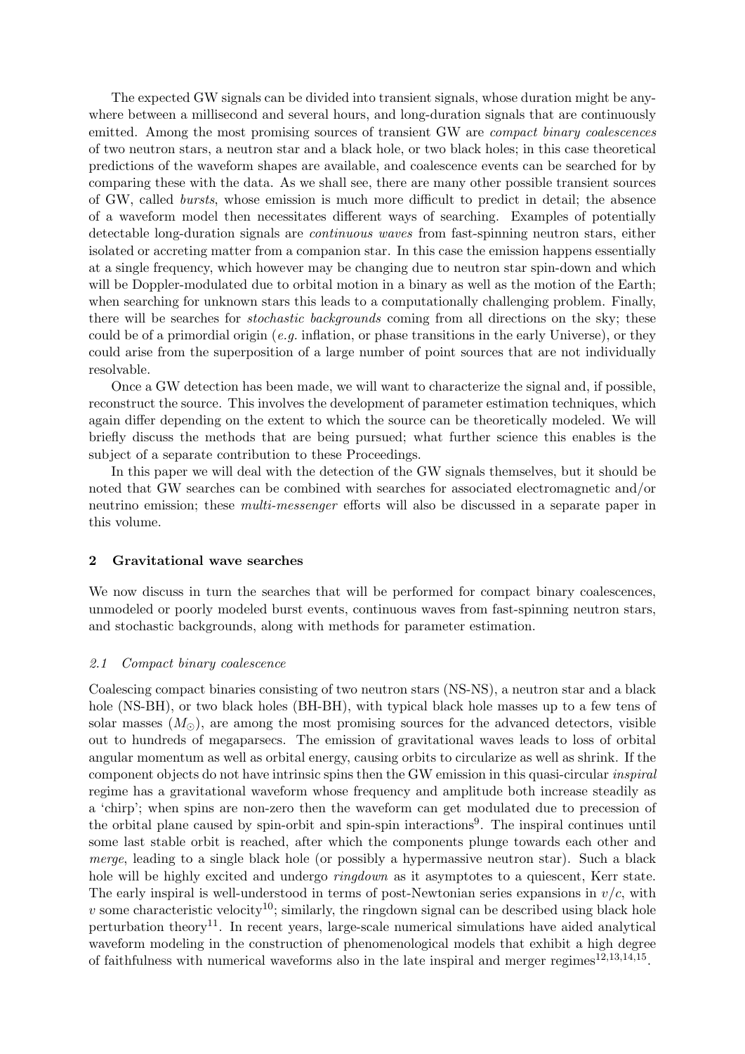The expected GW signals can be divided into transient signals, whose duration might be anywhere between a millisecond and several hours, and long-duration signals that are continuously emitted. Among the most promising sources of transient GW are *compact binary coalescences* of two neutron stars, a neutron star and a black hole, or two black holes; in this case theoretical predictions of the waveform shapes are available, and coalescence events can be searched for by comparing these with the data. As we shall see, there are many other possible transient sources of GW, called *bursts*, whose emission is much more difficult to predict in detail; the absence of a waveform model then necessitates different ways of searching. Examples of potentially detectable long-duration signals are *continuous waves* from fast-spinning neutron stars, either isolated or accreting matter from a companion star. In this case the emission happens essentially at a single frequency, which however may be changing due to neutron star spin-down and which will be Doppler-modulated due to orbital motion in a binary as well as the motion of the Earth; when searching for unknown stars this leads to a computationally challenging problem. Finally, there will be searches for *stochastic backgrounds* coming from all directions on the sky; these could be of a primordial origin (*e.g.* inflation, or phase transitions in the early Universe), or they could arise from the superposition of a large number of point sources that are not individually resolvable.

Once a GW detection has been made, we will want to characterize the signal and, if possible, reconstruct the source. This involves the development of parameter estimation techniques, which again differ depending on the extent to which the source can be theoretically modeled. We will briefly discuss the methods that are being pursued; what further science this enables is the subject of a separate contribution to these Proceedings.

In this paper we will deal with the detection of the GW signals themselves, but it should be noted that GW searches can be combined with searches for associated electromagnetic and/or neutrino emission; these *multi-messenger* efforts will also be discussed in a separate paper in this volume.

## 2 Gravitational wave searches

We now discuss in turn the searches that will be performed for compact binary coalescences, unmodeled or poorly modeled burst events, continuous waves from fast-spinning neutron stars, and stochastic backgrounds, along with methods for parameter estimation.

### 2.1 Compact binary coalescence

Coalescing compact binaries consisting of two neutron stars (NS-NS), a neutron star and a black hole (NS-BH), or two black holes (BH-BH), with typical black hole masses up to a few tens of solar masses ($M_\odot$), are among the most promising sources for the advanced detectors, visible out to hundreds of megaparsecs. The emission of gravitational waves leads to loss of orbital angular momentum as well as orbital energy, causing orbits to circularize as well as shrink. If the component objects do not have intrinsic spins then the GW emission in this quasi-circular *inspiral* regime has a gravitational waveform whose frequency and amplitude both increase steadily as a 'chirp'; when spins are non-zero then the waveform can get modulated due to precession of the orbital plane caused by spin-orbit and spin-spin interactions[9]. The inspiral continues until some last stable orbit is reached, after which the components plunge towards each other and *merge*, leading to a single black hole (or possibly a hypermassive neutron star). Such a black hole will be highly excited and undergo *ringdown* as it asymptotes to a quiescent, Kerr state. The early inspiral is well-understood in terms of post-Newtonian series expansions in $v/c$, with $v$ some characteristic velocity[10]; similarly, the ringdown signal can be described using black hole perturbation theory[11]. In recent years, large-scale numerical simulations have aided analytical waveform modeling in the construction of phenomenological models that exhibit a high degree of faithfulness with numerical waveforms also in the late inspiral and merger regimes[12,13,14,15].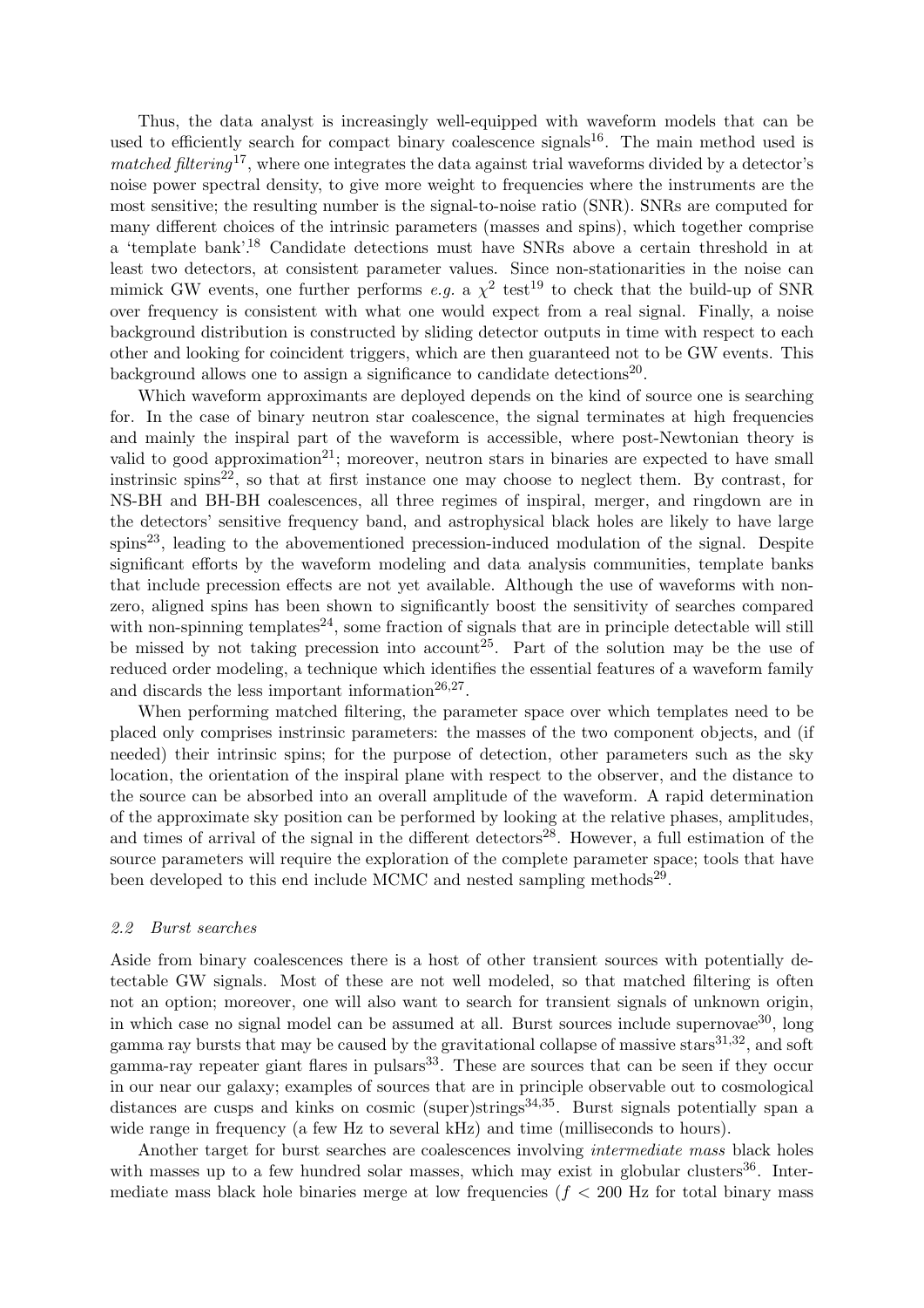Thus, the data analyst is increasingly well-equipped with waveform models that can be used to efficiently search for compact binary coalescence signals[16]. The main method used is *matched filtering*[17], where one integrates the data against trial waveforms divided by a detector's noise power spectral density, to give more weight to frequencies where the instruments are the most sensitive; the resulting number is the signal-to-noise ratio (SNR). SNRs are computed for many different choices of the intrinsic parameters (masses and spins), which together comprise a 'template bank'.[18] Candidate detections must have SNRs above a certain threshold in at least two detectors, at consistent parameter values. Since non-stationarities in the noise can mimick GW events, one further performs *e.g.* a $\chi^2$ test[19] to check that the build-up of SNR over frequency is consistent with what one would expect from a real signal. Finally, a noise background distribution is constructed by sliding detector outputs in time with respect to each other and looking for coincident triggers, which are then guaranteed not to be GW events. This background allows one to assign a significance to candidate detections[20].

Which waveform approximants are deployed depends on the kind of source one is searching for. In the case of binary neutron star coalescence, the signal terminates at high frequencies and mainly the inspiral part of the waveform is accessible, where post-Newtonian theory is valid to good approximation[21]; moreover, neutron stars in binaries are expected to have small instrinsic spins[22], so that at first instance one may choose to neglect them. By contrast, for NS-BH and BH-BH coalescences, all three regimes of inspiral, merger, and ringdown are in the detectors' sensitive frequency band, and astrophysical black holes are likely to have large spins[23], leading to the abovementioned precession-induced modulation of the signal. Despite significant efforts by the waveform modeling and data analysis communities, template banks that include precession effects are not yet available. Although the use of waveforms with non-zero, aligned spins has been shown to significantly boost the sensitivity of searches compared with non-spinning templates[24], some fraction of signals that are in principle detectable will still be missed by not taking precession into account[25]. Part of the solution may be the use of reduced order modeling, a technique which identifies the essential features of a waveform family and discards the less important information[26,27].

When performing matched filtering, the parameter space over which templates need to be placed only comprises instrinsic parameters: the masses of the two component objects, and (if needed) their intrinsic spins; for the purpose of detection, other parameters such as the sky location, the orientation of the inspiral plane with respect to the observer, and the distance to the source can be absorbed into an overall amplitude of the waveform. A rapid determination of the approximate sky position can be performed by looking at the relative phases, amplitudes, and times of arrival of the signal in the different detectors[28]. However, a full estimation of the source parameters will require the exploration of the complete parameter space; tools that have been developed to this end include MCMC and nested sampling methods[29].

### *2.2 Burst searches*

Aside from binary coalescences there is a host of other transient sources with potentially detectable GW signals. Most of these are not well modeled, so that matched filtering is often not an option; moreover, one will also want to search for transient signals of unknown origin, in which case no signal model can be assumed at all. Burst sources include supernovae[30], long gamma ray bursts that may be caused by the gravitational collapse of massive stars[31,32], and soft gamma-ray repeater giant flares in pulsars[33]. These are sources that can be seen if they occur in our near our galaxy; examples of sources that are in principle observable out to cosmological distances are cusps and kinks on cosmic (super)strings[34,35]. Burst signals potentially span a wide range in frequency (a few Hz to several kHz) and time (milliseconds to hours).

Another target for burst searches are coalescences involving *intermediate mass* black holes with masses up to a few hundred solar masses, which may exist in globular clusters[36]. Intermediate mass black hole binaries merge at low frequencies ($f < 200$ Hz for total binary mass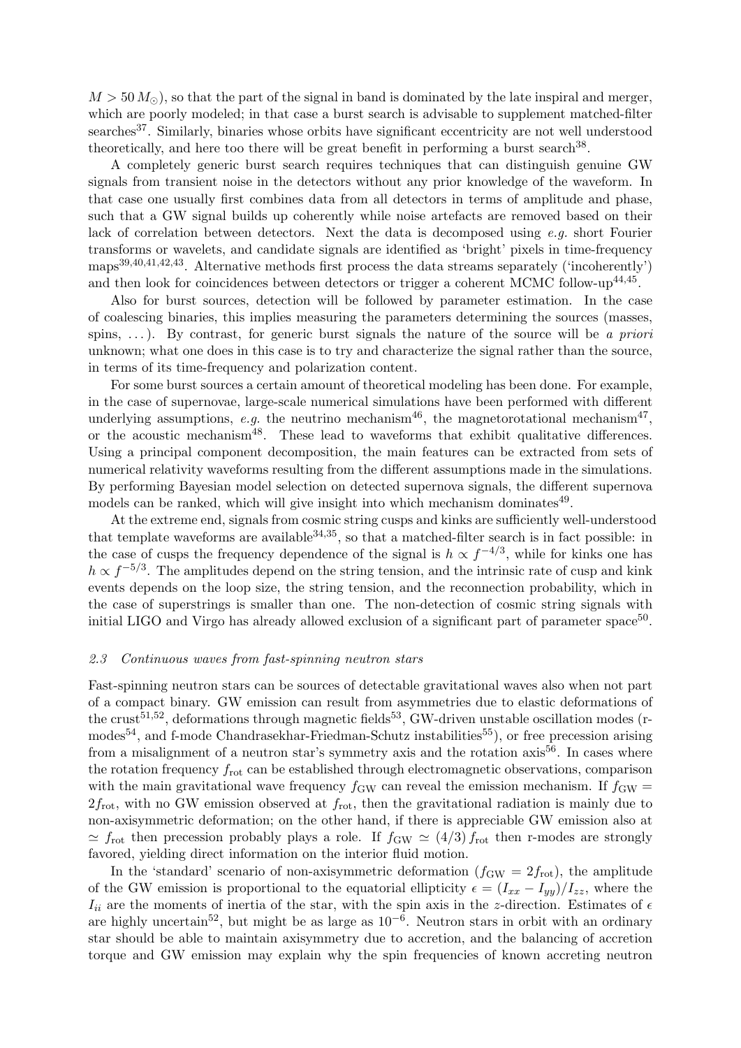$M > 50\,M_\odot$), so that the part of the signal in band is dominated by the late inspiral and merger, which are poorly modeled; in that case a burst search is advisable to supplement matched-filter searches[37]. Similarly, binaries whose orbits have significant eccentricity are not well understood theoretically, and here too there will be great benefit in performing a burst search[38].

A completely generic burst search requires techniques that can distinguish genuine GW signals from transient noise in the detectors without any prior knowledge of the waveform. In that case one usually first combines data from all detectors in terms of amplitude and phase, such that a GW signal builds up coherently while noise artefacts are removed based on their lack of correlation between detectors. Next the data is decomposed using *e.g.* short Fourier transforms or wavelets, and candidate signals are identified as 'bright' pixels in time-frequency maps[39,40,41,42,43]. Alternative methods first process the data streams separately ('incoherently') and then look for coincidences between detectors or trigger a coherent MCMC follow-up[44,45].

Also for burst sources, detection will be followed by parameter estimation. In the case of coalescing binaries, this implies measuring the parameters determining the sources (masses, spins, ...). By contrast, for generic burst signals the nature of the source will be *a priori* unknown; what one does in this case is to try and characterize the signal rather than the source, in terms of its time-frequency and polarization content.

For some burst sources a certain amount of theoretical modeling has been done. For example, in the case of supernovae, large-scale numerical simulations have been performed with different underlying assumptions, *e.g.* the neutrino mechanism[46], the magnetorotational mechanism[47], or the acoustic mechanism[48]. These lead to waveforms that exhibit qualitative differences. Using a principal component decomposition, the main features can be extracted from sets of numerical relativity waveforms resulting from the different assumptions made in the simulations. By performing Bayesian model selection on detected supernova signals, the different supernova models can be ranked, which will give insight into which mechanism dominates[49].

At the extreme end, signals from cosmic string cusps and kinks are sufficiently well-understood that template waveforms are available[34,35], so that a matched-filter search is in fact possible: in the case of cusps the frequency dependence of the signal is $h \propto f^{-4/3}$, while for kinks one has $h \propto f^{-5/3}$. The amplitudes depend on the string tension, and the intrinsic rate of cusp and kink events depends on the loop size, the string tension, and the reconnection probability, which in the case of superstrings is smaller than one. The non-detection of cosmic string signals with initial LIGO and Virgo has already allowed exclusion of a significant part of parameter space[50].

### *2.3 Continuous waves from fast-spinning neutron stars*

Fast-spinning neutron stars can be sources of detectable gravitational waves also when not part of a compact binary. GW emission can result from asymmetries due to elastic deformations of the crust[51,52], deformations through magnetic fields[53], GW-driven unstable oscillation modes (r-modes[54], and f-mode Chandrasekhar-Friedman-Schutz instabilities[55]), or free precession arising from a misalignment of a neutron star's symmetry axis and the rotation axis[56]. In cases where the rotation frequency $f_{\rm rot}$ can be established through electromagnetic observations, comparison with the main gravitational wave frequency $f_{\rm GW}$ can reveal the emission mechanism. If $f_{\rm GW} = 2f_{\rm rot}$, with no GW emission observed at $f_{\rm rot}$, then the gravitational radiation is mainly due to non-axisymmetric deformation; on the other hand, if there is appreciable GW emission also at $\simeq f_{\rm rot}$ then precession probably plays a role. If $f_{\rm GW} \simeq (4/3)\, f_{\rm rot}$ then r-modes are strongly favored, yielding direct information on the interior fluid motion.

In the 'standard' scenario of non-axisymmetric deformation ($f_{\rm GW} = 2f_{\rm rot}$), the amplitude of the GW emission is proportional to the equatorial ellipticity $\epsilon = (I_{xx} - I_{yy})/I_{zz}$, where the $I_{ii}$ are the moments of inertia of the star, with the spin axis in the $z$-direction. Estimates of $\epsilon$ are highly uncertain[52], but might be as large as $10^{-6}$. Neutron stars in orbit with an ordinary star should be able to maintain axisymmetry due to accretion, and the balancing of accretion torque and GW emission may explain why the spin frequencies of known accreting neutron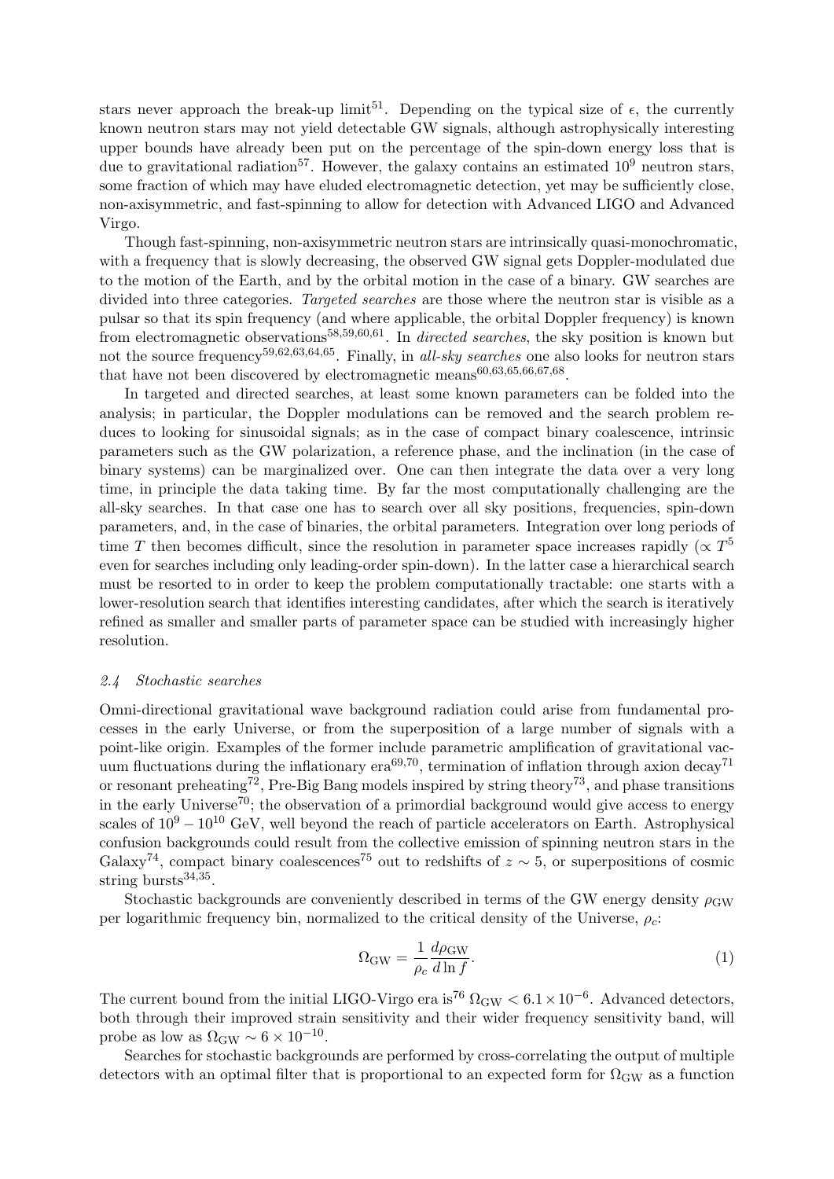stars never approach the break-up limit[51]. Depending on the typical size of $\epsilon$, the currently known neutron stars may not yield detectable GW signals, although astrophysically interesting upper bounds have already been put on the percentage of the spin-down energy loss that is due to gravitational radiation[57]. However, the galaxy contains an estimated $10^9$ neutron stars, some fraction of which may have eluded electromagnetic detection, yet may be sufficiently close, non-axisymmetric, and fast-spinning to allow for detection with Advanced LIGO and Advanced Virgo.

Though fast-spinning, non-axisymmetric neutron stars are intrinsically quasi-monochromatic, with a frequency that is slowly decreasing, the observed GW signal gets Doppler-modulated due to the motion of the Earth, and by the orbital motion in the case of a binary. GW searches are divided into three categories. *Targeted searches* are those where the neutron star is visible as a pulsar so that its spin frequency (and where applicable, the orbital Doppler frequency) is known from electromagnetic observations[58,59,60,61]. In *directed searches*, the sky position is known but not the source frequency[59,62,63,64,65]. Finally, in *all-sky searches* one also looks for neutron stars that have not been discovered by electromagnetic means[60,63,65,66,67,68].

In targeted and directed searches, at least some known parameters can be folded into the analysis; in particular, the Doppler modulations can be removed and the search problem reduces to looking for sinusoidal signals; as in the case of compact binary coalescence, intrinsic parameters such as the GW polarization, a reference phase, and the inclination (in the case of binary systems) can be marginalized over. One can then integrate the data over a very long time, in principle the data taking time. By far the most computationally challenging are the all-sky searches. In that case one has to search over all sky positions, frequencies, spin-down parameters, and, in the case of binaries, the orbital parameters. Integration over long periods of time $T$ then becomes difficult, since the resolution in parameter space increases rapidly ($\propto T^5$ even for searches including only leading-order spin-down). In the latter case a hierarchical search must be resorted to in order to keep the problem computationally tractable: one starts with a lower-resolution search that identifies interesting candidates, after which the search is iteratively refined as smaller and smaller parts of parameter space can be studied with increasingly higher resolution.

### *2.4 Stochastic searches*

Omni-directional gravitational wave background radiation could arise from fundamental processes in the early Universe, or from the superposition of a large number of signals with a point-like origin. Examples of the former include parametric amplification of gravitational vacuum fluctuations during the inflationary era[69,70], termination of inflation through axion decay[71] or resonant preheating[72], Pre-Big Bang models inspired by string theory[73], and phase transitions in the early Universe[70]; the observation of a primordial background would give access to energy scales of $10^9 - 10^{10}$ GeV, well beyond the reach of particle accelerators on Earth. Astrophysical confusion backgrounds could result from the collective emission of spinning neutron stars in the Galaxy[74], compact binary coalescences[75] out to redshifts of $z \sim 5$, or superpositions of cosmic string bursts[34,35].

Stochastic backgrounds are conveniently described in terms of the GW energy density $\rho_{\rm GW}$ per logarithmic frequency bin, normalized to the critical density of the Universe, $\rho_c$:

$$\Omega_{\rm GW} = \frac{1}{\rho_c} \frac{d\rho_{\rm GW}}{d \ln f}. \tag{1}$$

The current bound from the initial LIGO-Virgo era is[76] $\Omega_{\rm GW} < 6.1 \times 10^{-6}$. Advanced detectors, both through their improved strain sensitivity and their wider frequency sensitivity band, will probe as low as $\Omega_{\rm GW} \sim 6 \times 10^{-10}$.

Searches for stochastic backgrounds are performed by cross-correlating the output of multiple detectors with an optimal filter that is proportional to an expected form for $\Omega_{\rm GW}$ as a function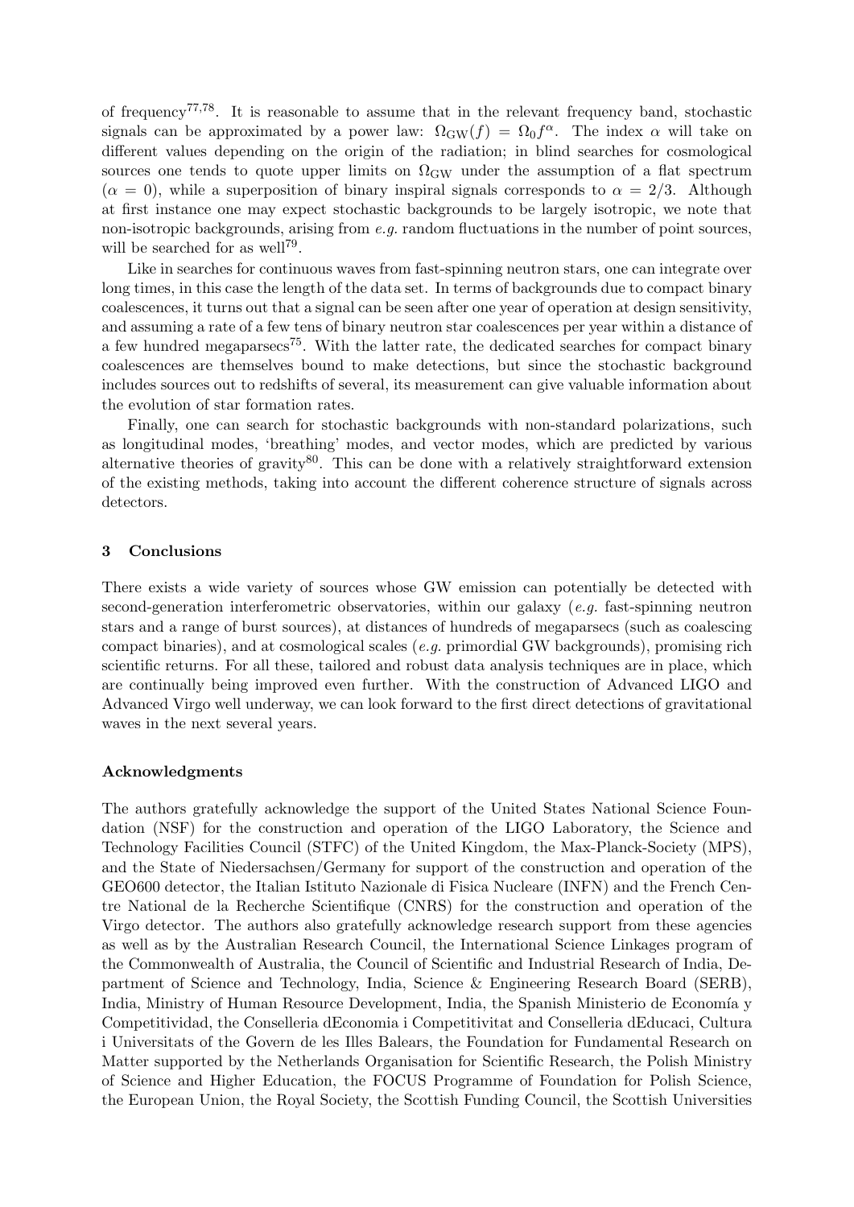of frequency[77,78]. It is reasonable to assume that in the relevant frequency band, stochastic signals can be approximated by a power law: $\Omega_{\rm GW}(f) = \Omega_0 f^\alpha$. The index $\alpha$ will take on different values depending on the origin of the radiation; in blind searches for cosmological sources one tends to quote upper limits on $\Omega_{\rm GW}$ under the assumption of a flat spectrum ($\alpha = 0$), while a superposition of binary inspiral signals corresponds to $\alpha = 2/3$. Although at first instance one may expect stochastic backgrounds to be largely isotropic, we note that non-isotropic backgrounds, arising from *e.g.* random fluctuations in the number of point sources, will be searched for as well[79].

Like in searches for continuous waves from fast-spinning neutron stars, one can integrate over long times, in this case the length of the data set. In terms of backgrounds due to compact binary coalescences, it turns out that a signal can be seen after one year of operation at design sensitivity, and assuming a rate of a few tens of binary neutron star coalescences per year within a distance of a few hundred megaparsecs[75]. With the latter rate, the dedicated searches for compact binary coalescences are themselves bound to make detections, but since the stochastic background includes sources out to redshifts of several, its measurement can give valuable information about the evolution of star formation rates.

Finally, one can search for stochastic backgrounds with non-standard polarizations, such as longitudinal modes, 'breathing' modes, and vector modes, which are predicted by various alternative theories of gravity[80]. This can be done with a relatively straightforward extension of the existing methods, taking into account the different coherence structure of signals across detectors.

## 3 Conclusions

There exists a wide variety of sources whose GW emission can potentially be detected with second-generation interferometric observatories, within our galaxy (*e.g.* fast-spinning neutron stars and a range of burst sources), at distances of hundreds of megaparsecs (such as coalescing compact binaries), and at cosmological scales (*e.g.* primordial GW backgrounds), promising rich scientific returns. For all these, tailored and robust data analysis techniques are in place, which are continually being improved even further. With the construction of Advanced LIGO and Advanced Virgo well underway, we can look forward to the first direct detections of gravitational waves in the next several years.

## Acknowledgments

The authors gratefully acknowledge the support of the United States National Science Foundation (NSF) for the construction and operation of the LIGO Laboratory, the Science and Technology Facilities Council (STFC) of the United Kingdom, the Max-Planck-Society (MPS), and the State of Niedersachsen/Germany for support of the construction and operation of the GEO600 detector, the Italian Istituto Nazionale di Fisica Nucleare (INFN) and the French Centre National de la Recherche Scientifique (CNRS) for the construction and operation of the Virgo detector. The authors also gratefully acknowledge research support from these agencies as well as by the Australian Research Council, the International Science Linkages program of the Commonwealth of Australia, the Council of Scientific and Industrial Research of India, Department of Science and Technology, India, Science & Engineering Research Board (SERB), India, Ministry of Human Resource Development, India, the Spanish Ministerio de Economía y Competitividad, the Conselleria dEconomia i Competitivitat and Conselleria dEducaci, Cultura i Universitats of the Govern de les Illes Balears, the Foundation for Fundamental Research on Matter supported by the Netherlands Organisation for Scientific Research, the Polish Ministry of Science and Higher Education, the FOCUS Programme of Foundation for Polish Science, the European Union, the Royal Society, the Scottish Funding Council, the Scottish Universities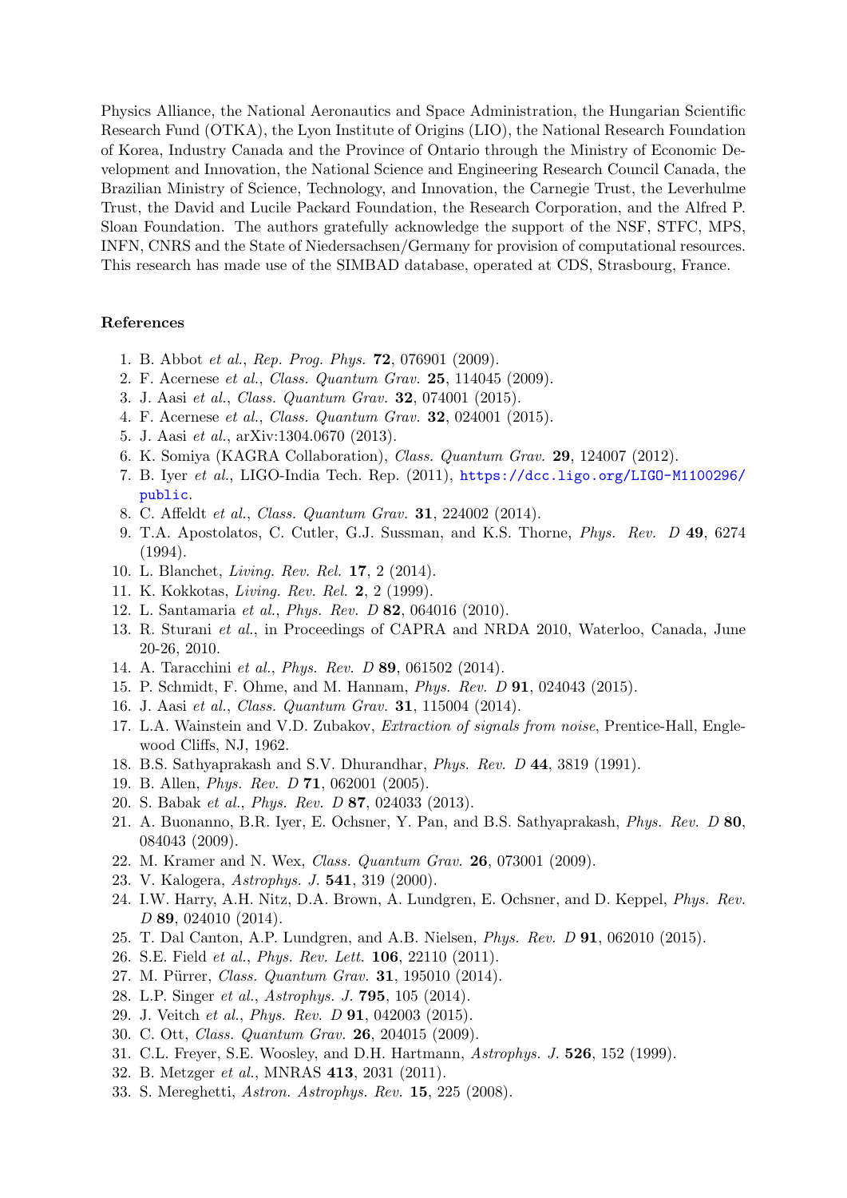Physics Alliance, the National Aeronautics and Space Administration, the Hungarian Scientific Research Fund (OTKA), the Lyon Institute of Origins (LIO), the National Research Foundation of Korea, Industry Canada and the Province of Ontario through the Ministry of Economic Development and Innovation, the National Science and Engineering Research Council Canada, the Brazilian Ministry of Science, Technology, and Innovation, the Carnegie Trust, the Leverhulme Trust, the David and Lucile Packard Foundation, the Research Corporation, and the Alfred P. Sloan Foundation. The authors gratefully acknowledge the support of the NSF, STFC, MPS, INFN, CNRS and the State of Niedersachsen/Germany for provision of computational resources. This research has made use of the SIMBAD database, operated at CDS, Strasbourg, France.

### References

1. B. Abbot *et al.*, *Rep. Prog. Phys.* **72**, 076901 (2009).
2. F. Acernese *et al.*, *Class. Quantum Grav.* **25**, 114045 (2009).
3. J. Aasi *et al.*, *Class. Quantum Grav.* **32**, 074001 (2015).
4. F. Acernese *et al.*, *Class. Quantum Grav.* **32**, 024001 (2015).
5. J. Aasi *et al.*, arXiv:1304.0670 (2013).
6. K. Somiya (KAGRA Collaboration), *Class. Quantum Grav.* **29**, 124007 (2012).
7. B. Iyer *et al.*, LIGO-India Tech. Rep. (2011), https://dcc.ligo.org/LIGO-M1100296/public.
8. C. Affeldt *et al.*, *Class. Quantum Grav.* **31**, 224002 (2014).
9. T.A. Apostolatos, C. Cutler, G.J. Sussman, and K.S. Thorne, *Phys. Rev. D* **49**, 6274 (1994).
10. L. Blanchet, *Living. Rev. Rel.* **17**, 2 (2014).
11. K. Kokkotas, *Living. Rev. Rel.* **2**, 2 (1999).
12. L. Santamaria *et al.*, *Phys. Rev. D* **82**, 064016 (2010).
13. R. Sturani *et al.*, in Proceedings of CAPRA and NRDA 2010, Waterloo, Canada, June 20-26, 2010.
14. A. Taracchini *et al.*, *Phys. Rev. D* **89**, 061502 (2014).
15. P. Schmidt, F. Ohme, and M. Hannam, *Phys. Rev. D* **91**, 024043 (2015).
16. J. Aasi *et al.*, *Class. Quantum Grav.* **31**, 115004 (2014).
17. L.A. Wainstein and V.D. Zubakov, *Extraction of signals from noise*, Prentice-Hall, Englewood Cliffs, NJ, 1962.
18. B.S. Sathyaprakash and S.V. Dhurandhar, *Phys. Rev. D* **44**, 3819 (1991).
19. B. Allen, *Phys. Rev. D* **71**, 062001 (2005).
20. S. Babak *et al.*, *Phys. Rev. D* **87**, 024033 (2013).
21. A. Buonanno, B.R. Iyer, E. Ochsner, Y. Pan, and B.S. Sathyaprakash, *Phys. Rev. D* **80**, 084043 (2009).
22. M. Kramer and N. Wex, *Class. Quantum Grav.* **26**, 073001 (2009).
23. V. Kalogera, *Astrophys. J.* **541**, 319 (2000).
24. I.W. Harry, A.H. Nitz, D.A. Brown, A. Lundgren, E. Ochsner, and D. Keppel, *Phys. Rev. D* **89**, 024010 (2014).
25. T. Dal Canton, A.P. Lundgren, and A.B. Nielsen, *Phys. Rev. D* **91**, 062010 (2015).
26. S.E. Field *et al.*, *Phys. Rev. Lett.* **106**, 22110 (2011).
27. M. Pürrer, *Class. Quantum Grav.* **31**, 195010 (2014).
28. L.P. Singer *et al.*, *Astrophys. J.* **795**, 105 (2014).
29. J. Veitch *et al.*, *Phys. Rev. D* **91**, 042003 (2015).
30. C. Ott, *Class. Quantum Grav.* **26**, 204015 (2009).
31. C.L. Freyer, S.E. Woosley, and D.H. Hartmann, *Astrophys. J.* **526**, 152 (1999).
32. B. Metzger *et al.*, MNRAS **413**, 2031 (2011).
33. S. Mereghetti, *Astron. Astrophys. Rev.* **15**, 225 (2008).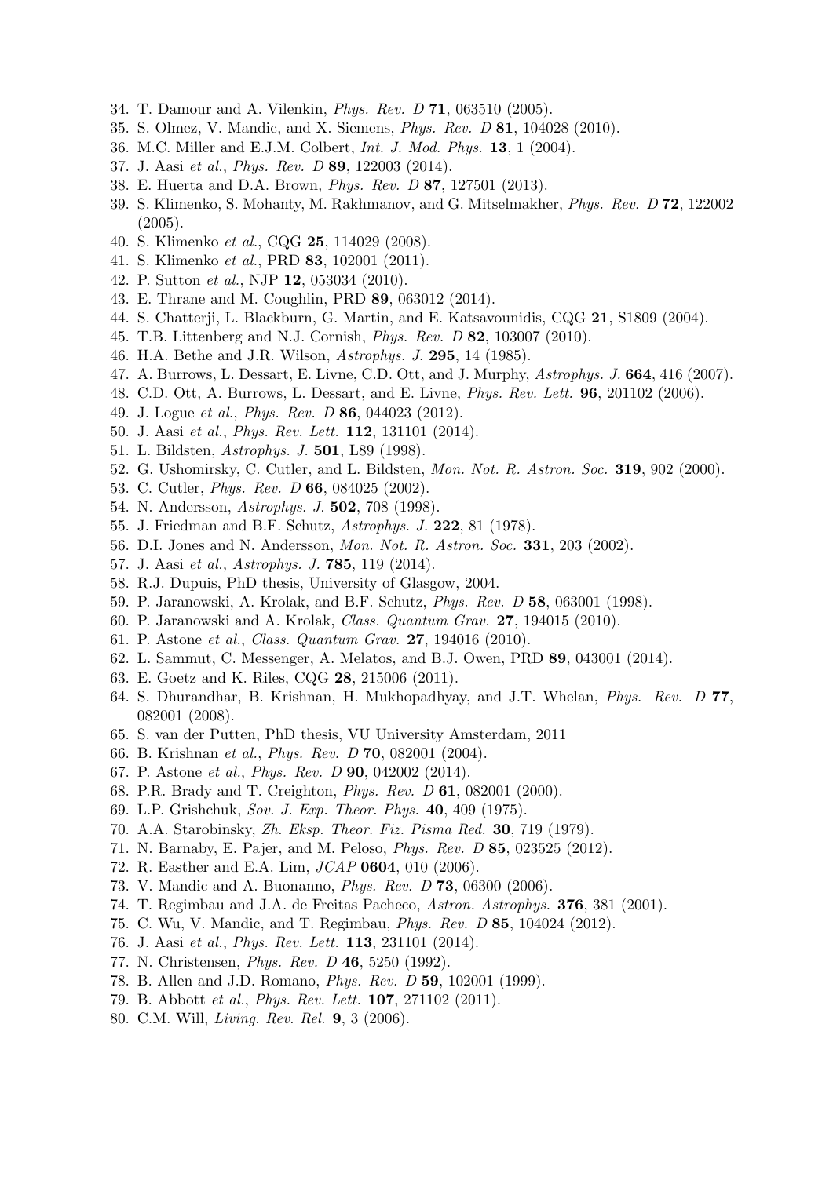34. T. Damour and A. Vilenkin, *Phys. Rev. D* **71**, 063510 (2005).
35. S. Olmez, V. Mandic, and X. Siemens, *Phys. Rev. D* **81**, 104028 (2010).
36. M.C. Miller and E.J.M. Colbert, *Int. J. Mod. Phys.* **13**, 1 (2004).
37. J. Aasi *et al.*, *Phys. Rev. D* **89**, 122003 (2014).
38. E. Huerta and D.A. Brown, *Phys. Rev. D* **87**, 127501 (2013).
39. S. Klimenko, S. Mohanty, M. Rakhmanov, and G. Mitselmakher, *Phys. Rev. D* **72**, 122002 (2005).
40. S. Klimenko *et al.*, CQG **25**, 114029 (2008).
41. S. Klimenko *et al.*, PRD **83**, 102001 (2011).
42. P. Sutton *et al.*, NJP **12**, 053034 (2010).
43. E. Thrane and M. Coughlin, PRD **89**, 063012 (2014).
44. S. Chatterji, L. Blackburn, G. Martin, and E. Katsavounidis, CQG **21**, S1809 (2004).
45. T.B. Littenberg and N.J. Cornish, *Phys. Rev. D* **82**, 103007 (2010).
46. H.A. Bethe and J.R. Wilson, *Astrophys. J.* **295**, 14 (1985).
47. A. Burrows, L. Dessart, E. Livne, C.D. Ott, and J. Murphy, *Astrophys. J.* **664**, 416 (2007).
48. C.D. Ott, A. Burrows, L. Dessart, and E. Livne, *Phys. Rev. Lett.* **96**, 201102 (2006).
49. J. Logue *et al.*, *Phys. Rev. D* **86**, 044023 (2012).
50. J. Aasi *et al.*, *Phys. Rev. Lett.* **112**, 131101 (2014).
51. L. Bildsten, *Astrophys. J.* **501**, L89 (1998).
52. G. Ushomirsky, C. Cutler, and L. Bildsten, *Mon. Not. R. Astron. Soc.* **319**, 902 (2000).
53. C. Cutler, *Phys. Rev. D* **66**, 084025 (2002).
54. N. Andersson, *Astrophys. J.* **502**, 708 (1998).
55. J. Friedman and B.F. Schutz, *Astrophys. J.* **222**, 81 (1978).
56. D.I. Jones and N. Andersson, *Mon. Not. R. Astron. Soc.* **331**, 203 (2002).
57. J. Aasi *et al.*, *Astrophys. J.* **785**, 119 (2014).
58. R.J. Dupuis, PhD thesis, University of Glasgow, 2004.
59. P. Jaranowski, A. Krolak, and B.F. Schutz, *Phys. Rev. D* **58**, 063001 (1998).
60. P. Jaranowski and A. Krolak, *Class. Quantum Grav.* **27**, 194015 (2010).
61. P. Astone *et al.*, *Class. Quantum Grav.* **27**, 194016 (2010).
62. L. Sammut, C. Messenger, A. Melatos, and B.J. Owen, PRD **89**, 043001 (2014).
63. E. Goetz and K. Riles, CQG **28**, 215006 (2011).
64. S. Dhurandhar, B. Krishnan, H. Mukhopadhyay, and J.T. Whelan, *Phys. Rev. D* **77**, 082001 (2008).
65. S. van der Putten, PhD thesis, VU University Amsterdam, 2011
66. B. Krishnan *et al.*, *Phys. Rev. D* **70**, 082001 (2004).
67. P. Astone *et al.*, *Phys. Rev. D* **90**, 042002 (2014).
68. P.R. Brady and T. Creighton, *Phys. Rev. D* **61**, 082001 (2000).
69. L.P. Grishchuk, *Sov. J. Exp. Theor. Phys.* **40**, 409 (1975).
70. A.A. Starobinsky, *Zh. Eksp. Theor. Fiz. Pisma Red.* **30**, 719 (1979).
71. N. Barnaby, E. Pajer, and M. Peloso, *Phys. Rev. D* **85**, 023525 (2012).
72. R. Easther and E.A. Lim, *JCAP* **0604**, 010 (2006).
73. V. Mandic and A. Buonanno, *Phys. Rev. D* **73**, 06300 (2006).
74. T. Regimbau and J.A. de Freitas Pacheco, *Astron. Astrophys.* **376**, 381 (2001).
75. C. Wu, V. Mandic, and T. Regimbau, *Phys. Rev. D* **85**, 104024 (2012).
76. J. Aasi *et al.*, *Phys. Rev. Lett.* **113**, 231101 (2014).
77. N. Christensen, *Phys. Rev. D* **46**, 5250 (1992).
78. B. Allen and J.D. Romano, *Phys. Rev. D* **59**, 102001 (1999).
79. B. Abbott *et al.*, *Phys. Rev. Lett.* **107**, 271102 (2011).
80. C.M. Will, *Living. Rev. Rel.* **9**, 3 (2006).